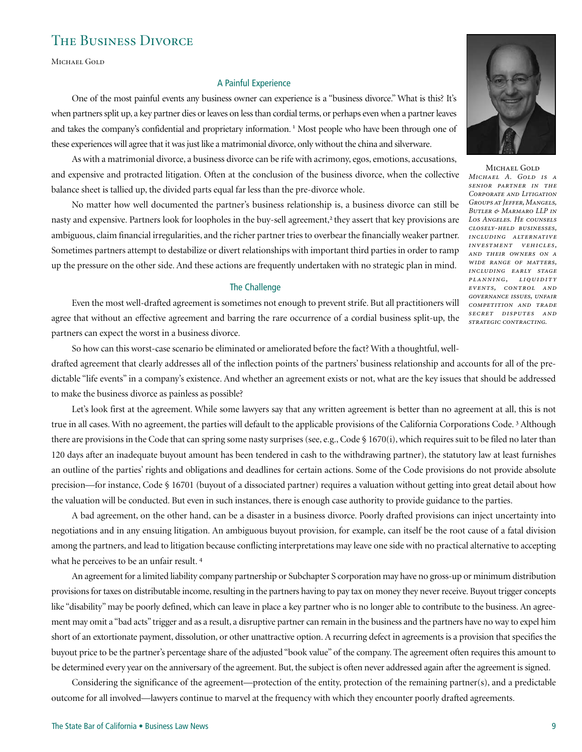# The Business Divorce

Michael Gold

## A Painful Experience

One of the most painful events any business owner can experience is a "business divorce." What is this? It's when partners split up, a key partner dies or leaves on less than cordial terms, or perhaps even when a partner leaves and takes the company's confidential and proprietary information. [1] Most people who have been through one of these experiences will agree that it was just like a matrimonial divorce, only without the china and silverware.

As with a matrimonial divorce, a business divorce can be rife with acrimony, egos, emotions, accusations, and expensive and protracted litigation. Often at the conclusion of the business divorce, when the collective balance sheet is tallied up, the divided parts equal far less than the pre-divorce whole.

No matter how well documented the partner's business relationship is, a business divorce can still be nasty and expensive. Partners look for loopholes in the buy-sell agreement,[2] they assert that key provisions are ambiguous, claim financial irregularities, and the richer partner tries to overbear the financially weaker partner. Sometimes partners attempt to destabilize or divert relationships with important third parties in order to ramp up the pressure on the other side. And these actions are frequently undertaken with no strategic plan in mind.

Michael Gold

*Michael A. Gold is a senior partner in the Corporate and Litigation Groups at Jeffer, Mangels, Butler & Marmaro LLP in Los Angeles. He counsels closely-held businesses, including alternative investment vehicles, and their owners on a wide range of matters, including early stage planning, liquidity events, control and governance issues, unfair competition and trade secret disputes and strategic contracting.*

## The Challenge

Even the most well-drafted agreement is sometimes not enough to prevent strife. But all practitioners will agree that without an effective agreement and barring the rare occurrence of a cordial business split-up, the partners can expect the worst in a business divorce.

So how can this worst-case scenario be eliminated or ameliorated before the fact? With a thoughtful, well-drafted agreement that clearly addresses all of the inflection points of the partners' business relationship and accounts for all of the predictable "life events" in a company's existence. And whether an agreement exists or not, what are the key issues that should be addressed to make the business divorce as painless as possible?

Let's look first at the agreement. While some lawyers say that any written agreement is better than no agreement at all, this is not true in all cases. With no agreement, the parties will default to the applicable provisions of the California Corporations Code. [3] Although there are provisions in the Code that can spring some nasty surprises (see, e.g., Code § 1670(i), which requires suit to be filed no later than 120 days after an inadequate buyout amount has been tendered in cash to the withdrawing partner), the statutory law at least furnishes an outline of the parties' rights and obligations and deadlines for certain actions. Some of the Code provisions do not provide absolute precision—for instance, Code § 16701 (buyout of a dissociated partner) requires a valuation without getting into great detail about how the valuation will be conducted. But even in such instances, there is enough case authority to provide guidance to the parties.

A bad agreement, on the other hand, can be a disaster in a business divorce. Poorly drafted provisions can inject uncertainty into negotiations and in any ensuing litigation. An ambiguous buyout provision, for example, can itself be the root cause of a fatal division among the partners, and lead to litigation because conflicting interpretations may leave one side with no practical alternative to accepting what he perceives to be an unfair result. [4]

An agreement for a limited liability company partnership or Subchapter S corporation may have no gross-up or minimum distribution provisions for taxes on distributable income, resulting in the partners having to pay tax on money they never receive. Buyout trigger concepts like "disability" may be poorly defined, which can leave in place a key partner who is no longer able to contribute to the business. An agreement may omit a "bad acts" trigger and as a result, a disruptive partner can remain in the business and the partners have no way to expel him short of an extortionate payment, dissolution, or other unattractive option. A recurring defect in agreements is a provision that specifies the buyout price to be the partner's percentage share of the adjusted "book value" of the company. The agreement often requires this amount to be determined every year on the anniversary of the agreement. But, the subject is often never addressed again after the agreement is signed.

Considering the significance of the agreement—protection of the entity, protection of the remaining partner(s), and a predictable outcome for all involved—lawyers continue to marvel at the frequency with which they encounter poorly drafted agreements.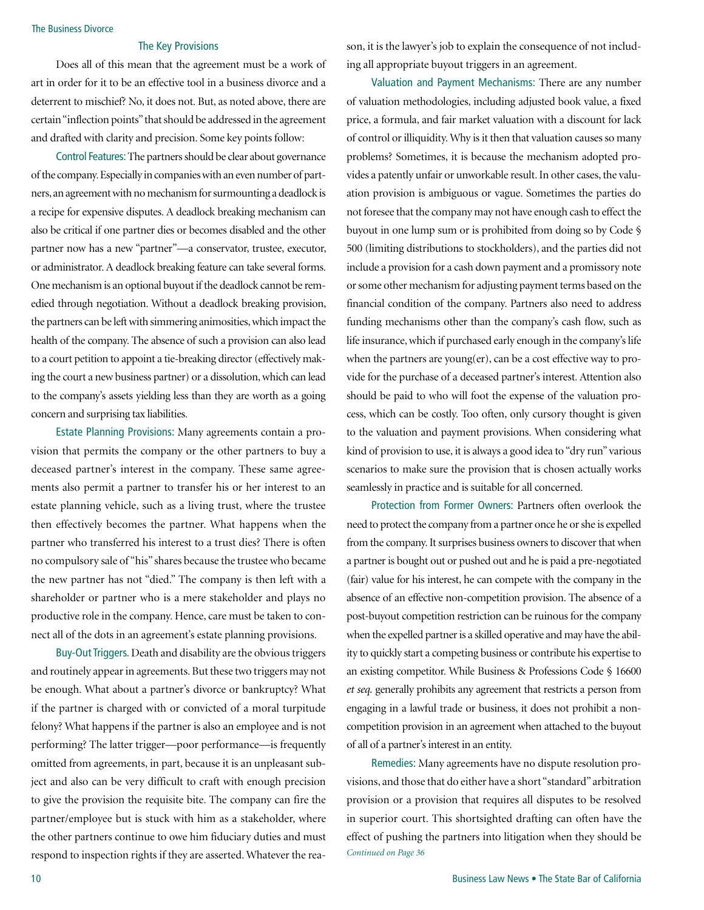## The Key Provisions

Does all of this mean that the agreement must be a work of art in order for it to be an effective tool in a business divorce and a deterrent to mischief? No, it does not. But, as noted above, there are certain "inflection points" that should be addressed in the agreement and drafted with clarity and precision. Some key points follow:

**Control Features:** The partners should be clear about governance of the company. Especially in companies with an even number of partners, an agreement with no mechanism for surmounting a deadlock is a recipe for expensive disputes. A deadlock breaking mechanism can also be critical if one partner dies or becomes disabled and the other partner now has a new "partner"—a conservator, trustee, executor, or administrator. A deadlock breaking feature can take several forms. One mechanism is an optional buyout if the deadlock cannot be remedied through negotiation. Without a deadlock breaking provision, the partners can be left with simmering animosities, which impact the health of the company. The absence of such a provision can also lead to a court petition to appoint a tie-breaking director (effectively making the court a new business partner) or a dissolution, which can lead to the company's assets yielding less than they are worth as a going concern and surprising tax liabilities.

**Estate Planning Provisions:** Many agreements contain a provision that permits the company or the other partners to buy a deceased partner's interest in the company. These same agreements also permit a partner to transfer his or her interest to an estate planning vehicle, such as a living trust, where the trustee then effectively becomes the partner. What happens when the partner who transferred his interest to a trust dies? There is often no compulsory sale of "his" shares because the trustee who became the new partner has not "died." The company is then left with a shareholder or partner who is a mere stakeholder and plays no productive role in the company. Hence, care must be taken to connect all of the dots in an agreement's estate planning provisions.

**Buy-Out Triggers.** Death and disability are the obvious triggers and routinely appear in agreements. But these two triggers may not be enough. What about a partner's divorce or bankruptcy? What if the partner is charged with or convicted of a moral turpitude felony? What happens if the partner is also an employee and is not performing? The latter trigger—poor performance—is frequently omitted from agreements, in part, because it is an unpleasant subject and also can be very difficult to craft with enough precision to give the provision the requisite bite. The company can fire the partner/employee but is stuck with him as a stakeholder, where the other partners continue to owe him fiduciary duties and must respond to inspection rights if they are asserted. Whatever the reason, it is the lawyer's job to explain the consequence of not including all appropriate buyout triggers in an agreement.

**Valuation and Payment Mechanisms:** There are any number of valuation methodologies, including adjusted book value, a fixed price, a formula, and fair market valuation with a discount for lack of control or illiquidity. Why is it then that valuation causes so many problems? Sometimes, it is because the mechanism adopted provides a patently unfair or unworkable result. In other cases, the valuation provision is ambiguous or vague. Sometimes the parties do not foresee that the company may not have enough cash to effect the buyout in one lump sum or is prohibited from doing so by Code § 500 (limiting distributions to stockholders), and the parties did not include a provision for a cash down payment and a promissory note or some other mechanism for adjusting payment terms based on the financial condition of the company. Partners also need to address funding mechanisms other than the company's cash flow, such as life insurance, which if purchased early enough in the company's life when the partners are young(er), can be a cost effective way to provide for the purchase of a deceased partner's interest. Attention also should be paid to who will foot the expense of the valuation process, which can be costly. Too often, only cursory thought is given to the valuation and payment provisions. When considering what kind of provision to use, it is always a good idea to "dry run" various scenarios to make sure the provision that is chosen actually works seamlessly in practice and is suitable for all concerned.

**Protection from Former Owners:** Partners often overlook the need to protect the company from a partner once he or she is expelled from the company. It surprises business owners to discover that when a partner is bought out or pushed out and he is paid a pre-negotiated (fair) value for his interest, he can compete with the company in the absence of an effective non-competition provision. The absence of a post-buyout competition restriction can be ruinous for the company when the expelled partner is a skilled operative and may have the ability to quickly start a competing business or contribute his expertise to an existing competitor. While Business & Professions Code § 16600 *et seq.* generally prohibits any agreement that restricts a person from engaging in a lawful trade or business, it does not prohibit a non-competition provision in an agreement when attached to the buyout of all of a partner's interest in an entity.

**Remedies:** Many agreements have no dispute resolution provisions, and those that do either have a short "standard" arbitration provision or a provision that requires all disputes to be resolved in superior court. This shortsighted drafting can often have the effect of pushing the partners into litigation when they should be

*Continued on Page 36*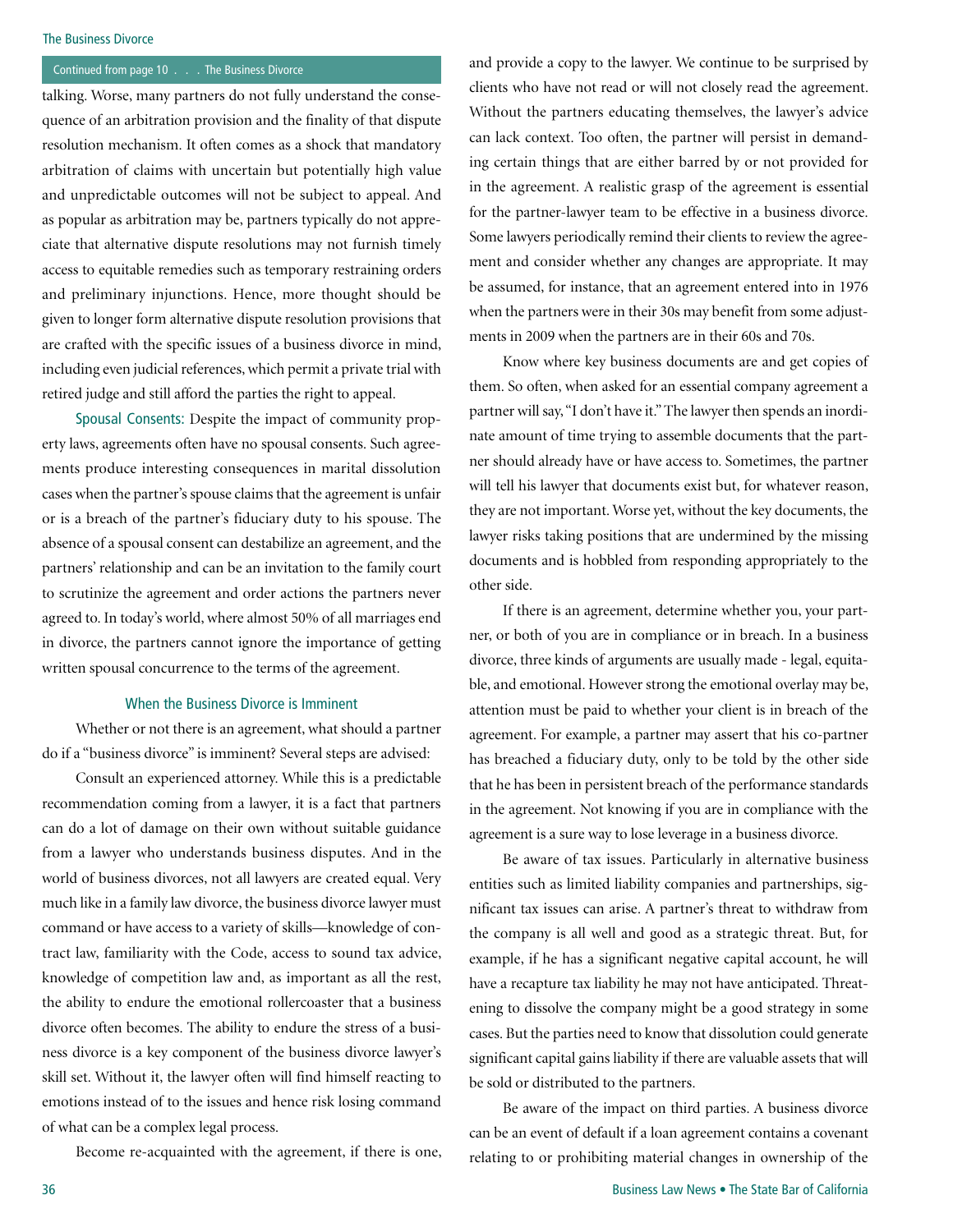Continued from page 10 . . . The Business Divorce

talking. Worse, many partners do not fully understand the consequence of an arbitration provision and the finality of that dispute resolution mechanism. It often comes as a shock that mandatory arbitration of claims with uncertain but potentially high value and unpredictable outcomes will not be subject to appeal. And as popular as arbitration may be, partners typically do not appreciate that alternative dispute resolutions may not furnish timely access to equitable remedies such as temporary restraining orders and preliminary injunctions. Hence, more thought should be given to longer form alternative dispute resolution provisions that are crafted with the specific issues of a business divorce in mind, including even judicial references, which permit a private trial with retired judge and still afford the parties the right to appeal.

Spousal Consents: Despite the impact of community property laws, agreements often have no spousal consents. Such agreements produce interesting consequences in marital dissolution cases when the partner's spouse claims that the agreement is unfair or is a breach of the partner's fiduciary duty to his spouse. The absence of a spousal consent can destabilize an agreement, and the partners' relationship and can be an invitation to the family court to scrutinize the agreement and order actions the partners never agreed to. In today's world, where almost 50% of all marriages end in divorce, the partners cannot ignore the importance of getting written spousal concurrence to the terms of the agreement.

## When the Business Divorce is Imminent

Whether or not there is an agreement, what should a partner do if a "business divorce" is imminent? Several steps are advised:

Consult an experienced attorney. While this is a predictable recommendation coming from a lawyer, it is a fact that partners can do a lot of damage on their own without suitable guidance from a lawyer who understands business disputes. And in the world of business divorces, not all lawyers are created equal. Very much like in a family law divorce, the business divorce lawyer must command or have access to a variety of skills—knowledge of contract law, familiarity with the Code, access to sound tax advice, knowledge of competition law and, as important as all the rest, the ability to endure the emotional rollercoaster that a business divorce often becomes. The ability to endure the stress of a business divorce is a key component of the business divorce lawyer's skill set. Without it, the lawyer often will find himself reacting to emotions instead of to the issues and hence risk losing command of what can be a complex legal process.

Become re-acquainted with the agreement, if there is one, and provide a copy to the lawyer. We continue to be surprised by clients who have not read or will not closely read the agreement. Without the partners educating themselves, the lawyer's advice can lack context. Too often, the partner will persist in demanding certain things that are either barred by or not provided for in the agreement. A realistic grasp of the agreement is essential for the partner-lawyer team to be effective in a business divorce. Some lawyers periodically remind their clients to review the agreement and consider whether any changes are appropriate. It may be assumed, for instance, that an agreement entered into in 1976 when the partners were in their 30s may benefit from some adjustments in 2009 when the partners are in their 60s and 70s.

Know where key business documents are and get copies of them. So often, when asked for an essential company agreement a partner will say, "I don't have it." The lawyer then spends an inordinate amount of time trying to assemble documents that the partner should already have or have access to. Sometimes, the partner will tell his lawyer that documents exist but, for whatever reason, they are not important. Worse yet, without the key documents, the lawyer risks taking positions that are undermined by the missing documents and is hobbled from responding appropriately to the other side.

If there is an agreement, determine whether you, your partner, or both of you are in compliance or in breach. In a business divorce, three kinds of arguments are usually made - legal, equitable, and emotional. However strong the emotional overlay may be, attention must be paid to whether your client is in breach of the agreement. For example, a partner may assert that his co-partner has breached a fiduciary duty, only to be told by the other side that he has been in persistent breach of the performance standards in the agreement. Not knowing if you are in compliance with the agreement is a sure way to lose leverage in a business divorce.

Be aware of tax issues. Particularly in alternative business entities such as limited liability companies and partnerships, significant tax issues can arise. A partner's threat to withdraw from the company is all well and good as a strategic threat. But, for example, if he has a significant negative capital account, he will have a recapture tax liability he may not have anticipated. Threatening to dissolve the company might be a good strategy in some cases. But the parties need to know that dissolution could generate significant capital gains liability if there are valuable assets that will be sold or distributed to the partners.

Be aware of the impact on third parties. A business divorce can be an event of default if a loan agreement contains a covenant relating to or prohibiting material changes in ownership of the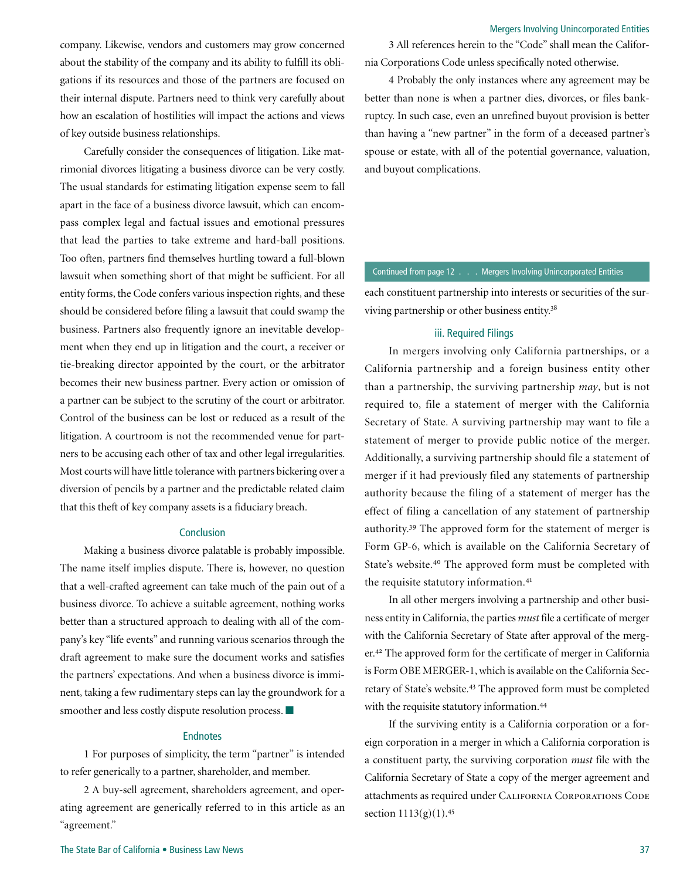company. Likewise, vendors and customers may grow concerned about the stability of the company and its ability to fulfill its obligations if its resources and those of the partners are focused on their internal dispute. Partners need to think very carefully about how an escalation of hostilities will impact the actions and views of key outside business relationships.

Carefully consider the consequences of litigation. Like matrimonial divorces litigating a business divorce can be very costly. The usual standards for estimating litigation expense seem to fall apart in the face of a business divorce lawsuit, which can encompass complex legal and factual issues and emotional pressures that lead the parties to take extreme and hard-ball positions. Too often, partners find themselves hurtling toward a full-blown lawsuit when something short of that might be sufficient. For all entity forms, the Code confers various inspection rights, and these should be considered before filing a lawsuit that could swamp the business. Partners also frequently ignore an inevitable development when they end up in litigation and the court, a receiver or tie-breaking director appointed by the court, or the arbitrator becomes their new business partner. Every action or omission of a partner can be subject to the scrutiny of the court or arbitrator. Control of the business can be lost or reduced as a result of the litigation. A courtroom is not the recommended venue for partners to be accusing each other of tax and other legal irregularities. Most courts will have little tolerance with partners bickering over a diversion of pencils by a partner and the predictable related claim that this theft of key company assets is a fiduciary breach.

## Conclusion

Making a business divorce palatable is probably impossible. The name itself implies dispute. There is, however, no question that a well-crafted agreement can take much of the pain out of a business divorce. To achieve a suitable agreement, nothing works better than a structured approach to dealing with all of the company's key "life events" and running various scenarios through the draft agreement to make sure the document works and satisfies the partners' expectations. And when a business divorce is imminent, taking a few rudimentary steps can lay the groundwork for a smoother and less costly dispute resolution process. ■

## Endnotes

1 For purposes of simplicity, the term "partner" is intended to refer generically to a partner, shareholder, and member.

2 A buy-sell agreement, shareholders agreement, and operating agreement are generically referred to in this article as an "agreement."

3 All references herein to the "Code" shall mean the California Corporations Code unless specifically noted otherwise.

4 Probably the only instances where any agreement may be better than none is when a partner dies, divorces, or files bankruptcy. In such case, even an unrefined buyout provision is better than having a "new partner" in the form of a deceased partner's spouse or estate, with all of the potential governance, valuation, and buyout complications.

---

Continued from page 12 . . . Mergers Involving Unincorporated Entities

each constituent partnership into interests or securities of the surviving partnership or other business entity.[38]

### iii. Required Filings

In mergers involving only California partnerships, or a California partnership and a foreign business entity other than a partnership, the surviving partnership *may*, but is not required to, file a statement of merger with the California Secretary of State. A surviving partnership may want to file a statement of merger to provide public notice of the merger. Additionally, a surviving partnership should file a statement of merger if it had previously filed any statements of partnership authority because the filing of a statement of merger has the effect of filing a cancellation of any statement of partnership authority.[39] The approved form for the statement of merger is Form GP-6, which is available on the California Secretary of State's website.[40] The approved form must be completed with the requisite statutory information.[41]

In all other mergers involving a partnership and other business entity in California, the parties *must* file a certificate of merger with the California Secretary of State after approval of the merger.[42] The approved form for the certificate of merger in California is Form OBE MERGER-1, which is available on the California Secretary of State's website.[43] The approved form must be completed with the requisite statutory information.[44]

If the surviving entity is a California corporation or a foreign corporation in a merger in which a California corporation is a constituent party, the surviving corporation *must* file with the California Secretary of State a copy of the merger agreement and attachments as required under California Corporations Code section 1113(g)(1).[45]